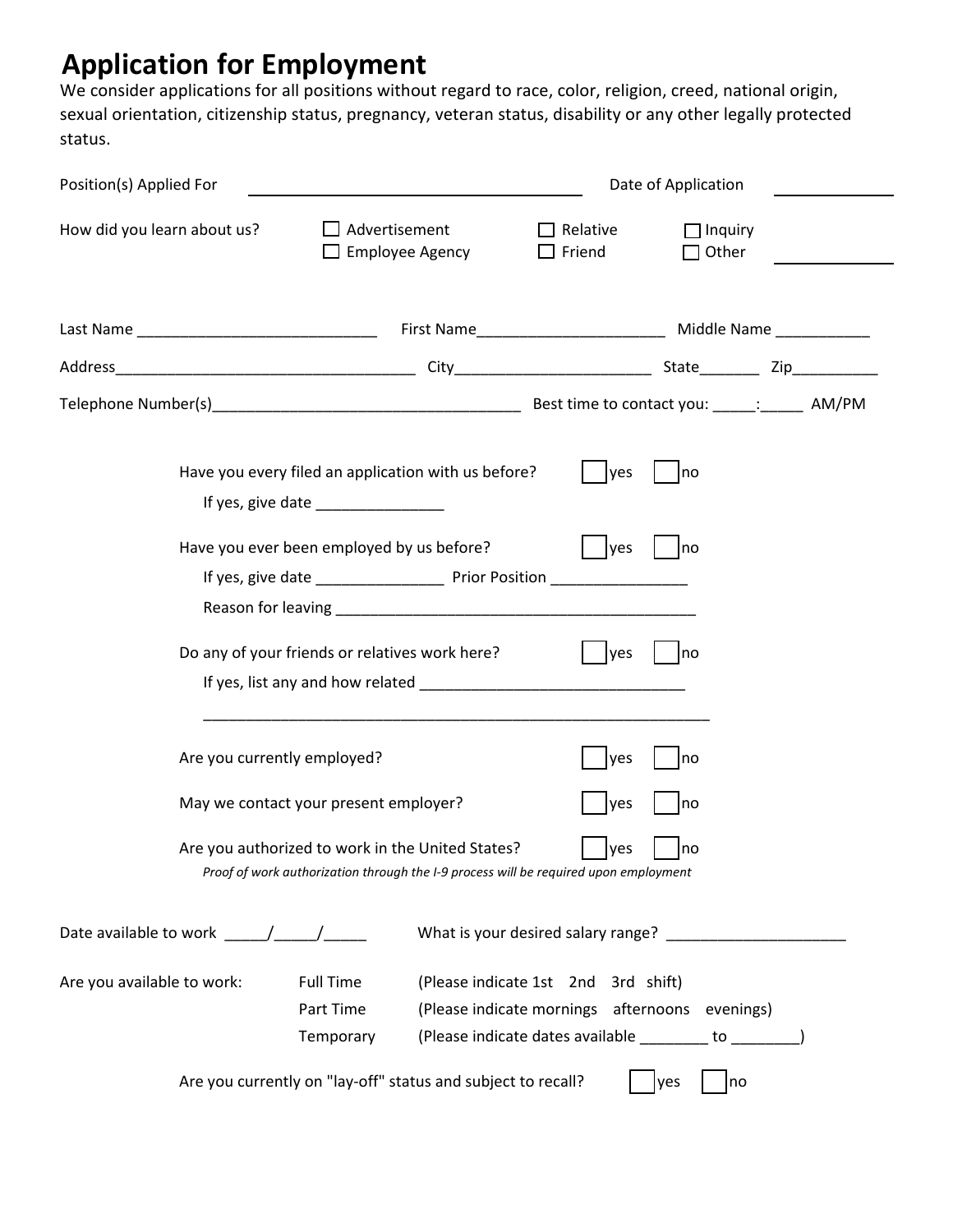# Application for Employment

We consider applications for all positions without regard to race, color, religion, creed, national origin, sexual orientation, citizenship status, pregnancy, veteran status, disability or any other legally protected status.

Position(s) Applied For ______________________________ Date of Application __________

How did you learn about us? ☐ Advertisement ☐ Employee Agency ☐ Relative ☐ Friend ☐ Inquiry ☐ Other __________

Last Name ____________________________ First Name______________________ Middle Name ___________

Address___________________________________ City_______________________ State_______ Zip__________

Telephone Number(s)____________________________________ Best time to contact you: _____:_____ AM/PM

Have you every filed an application with us before? ☐ yes ☐ no

If yes, give date _______________

Have you ever been employed by us before? ☐ yes ☐ no

If yes, give date _______________ Prior Position ________________

Reason for leaving ___________________________________________

Do any of your friends or relatives work here? ☐ yes ☐ no

If yes, list any and how related ________________________________

_____________________________________________________________

Are you currently employed? ☐ yes ☐ no

May we contact your present employer? ☐ yes ☐ no

Are you authorized to work in the United States? ☐ yes ☐ no

*Proof of work authorization through the I-9 process will be required upon employment*

Date available to work _____/_____/_____ What is your desired salary range? _____________________

Are you available to work:

- Full Time (Please indicate 1st 2nd 3rd shift)
- Part Time (Please indicate mornings afternoons evenings)
- Temporary (Please indicate dates available ________ to ________)

Are you currently on "lay-off" status and subject to recall? ☐ yes ☐ no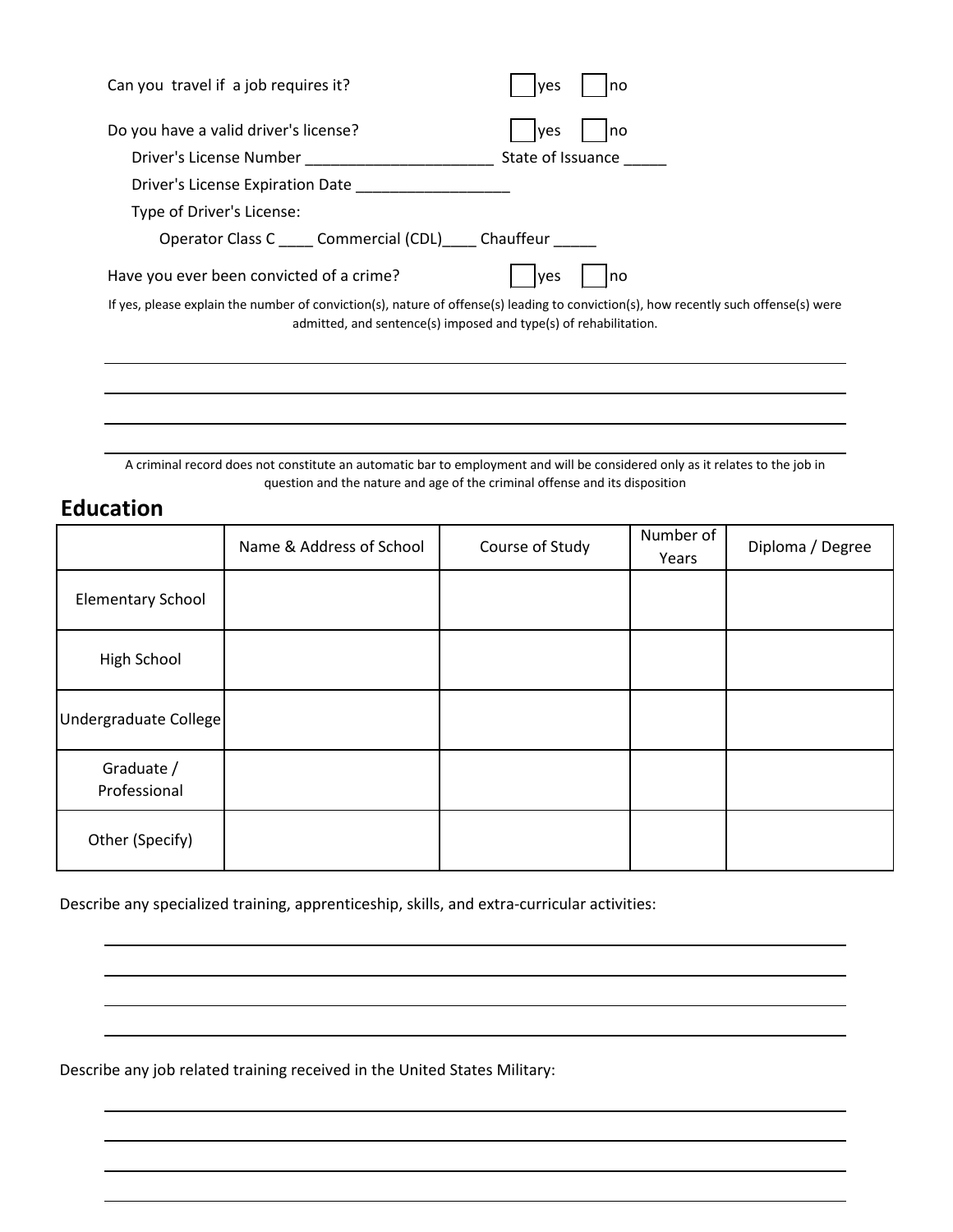Can you travel if a job requires it? ☐ yes ☐ no

Do you have a valid driver's license? ☐ yes ☐ no

Driver's License Number ______________________ State of Issuance _____

Driver's License Expiration Date __________________

Type of Driver's License:

Operator Class C ____ Commercial (CDL)____ Chauffeur _____

Have you ever been convicted of a crime? ☐ yes ☐ no

If yes, please explain the number of conviction(s), nature of offense(s) leading to conviction(s), how recently such offense(s) were admitted, and sentence(s) imposed and type(s) of rehabilitation.

______________________________________________________________________________

______________________________________________________________________________

______________________________________________________________________________

______________________________________________________________________________

A criminal record does not constitute an automatic bar to employment and will be considered only as it relates to the job in question and the nature and age of the criminal offense and its disposition

## Education

| | Name & Address of School | Course of Study | Number of Years | Diploma / Degree |
|---|---|---|---|---|
| Elementary School | | | | |
| High School | | | | |
| Undergraduate College | | | | |
| Graduate / Professional | | | | |
| Other (Specify) | | | | |

Describe any specialized training, apprenticeship, skills, and extra-curricular activities:

______________________________________________________________________________

______________________________________________________________________________

______________________________________________________________________________

______________________________________________________________________________

Describe any job related training received in the United States Military:

______________________________________________________________________________

______________________________________________________________________________

______________________________________________________________________________

______________________________________________________________________________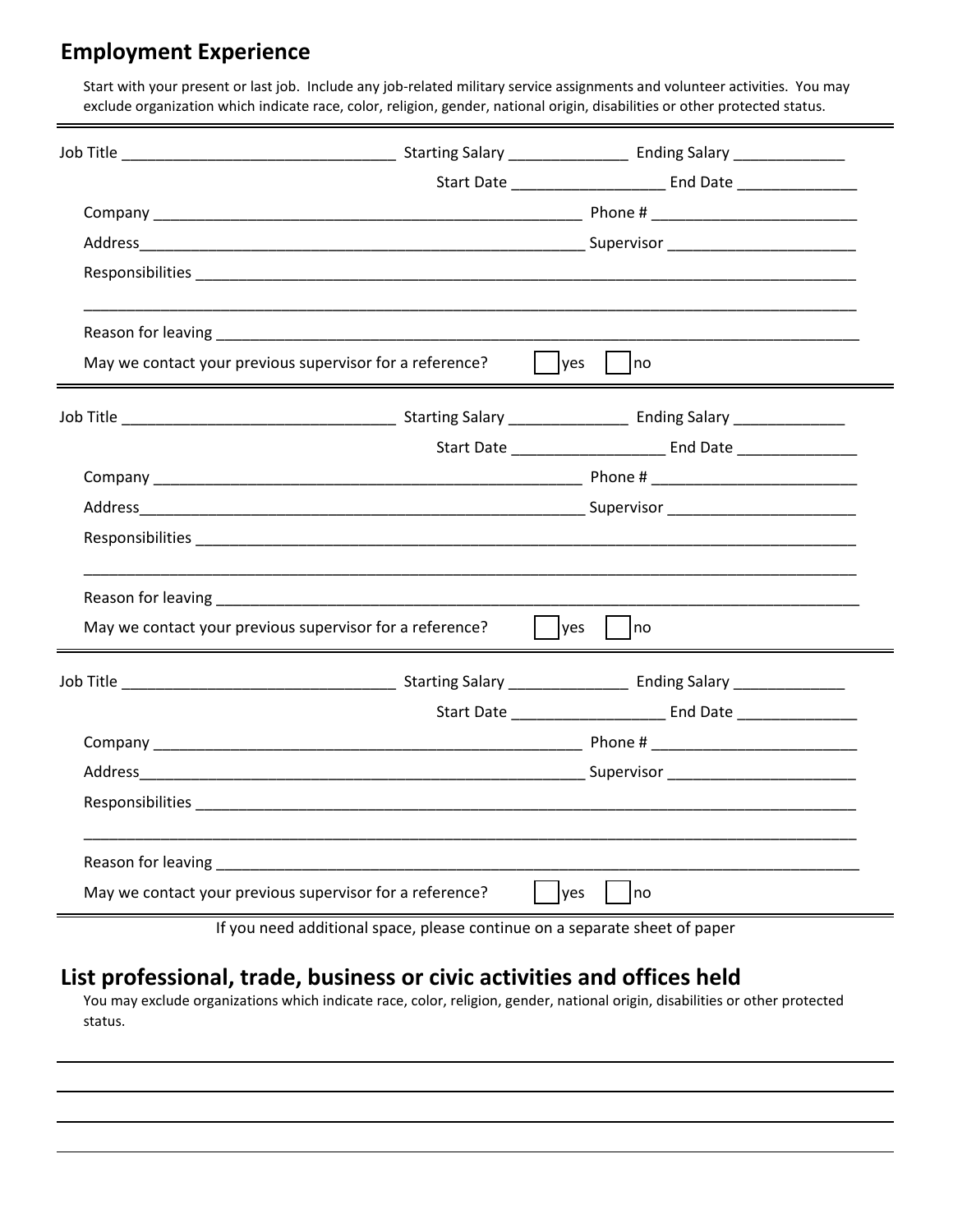## Employment Experience

Start with your present or last job. Include any job-related military service assignments and volunteer activities. You may exclude organization which indicate race, color, religion, gender, national origin, disabilities or other protected status.

---

Job Title ________________________________ Starting Salary ______________ Ending Salary _____________

Start Date __________________ End Date ______________

Company ___________________________________________________ Phone # ________________________

Address______________________________________________________ Supervisor ______________________

Responsibilities _________________________________________________________________________________

__________________________________________________________________________________________

Reason for leaving _______________________________________________________________________________

May we contact your previous supervisor for a reference? ☐ yes ☐ no

---

Job Title ________________________________ Starting Salary ______________ Ending Salary _____________

Start Date __________________ End Date ______________

Company ___________________________________________________ Phone # ________________________

Address______________________________________________________ Supervisor ______________________

Responsibilities _________________________________________________________________________________

__________________________________________________________________________________________

Reason for leaving _______________________________________________________________________________

May we contact your previous supervisor for a reference? ☐ yes ☐ no

---

Job Title ________________________________ Starting Salary ______________ Ending Salary _____________

Start Date __________________ End Date ______________

Company ___________________________________________________ Phone # ________________________

Address______________________________________________________ Supervisor ______________________

Responsibilities _________________________________________________________________________________

__________________________________________________________________________________________

Reason for leaving _______________________________________________________________________________

May we contact your previous supervisor for a reference? ☐ yes ☐ no

---

If you need additional space, please continue on a separate sheet of paper

## List professional, trade, business or civic activities and offices held

You may exclude organizations which indicate race, color, religion, gender, national origin, disabilities or other protected status.

__________________________________________________________________________________________

__________________________________________________________________________________________

__________________________________________________________________________________________

__________________________________________________________________________________________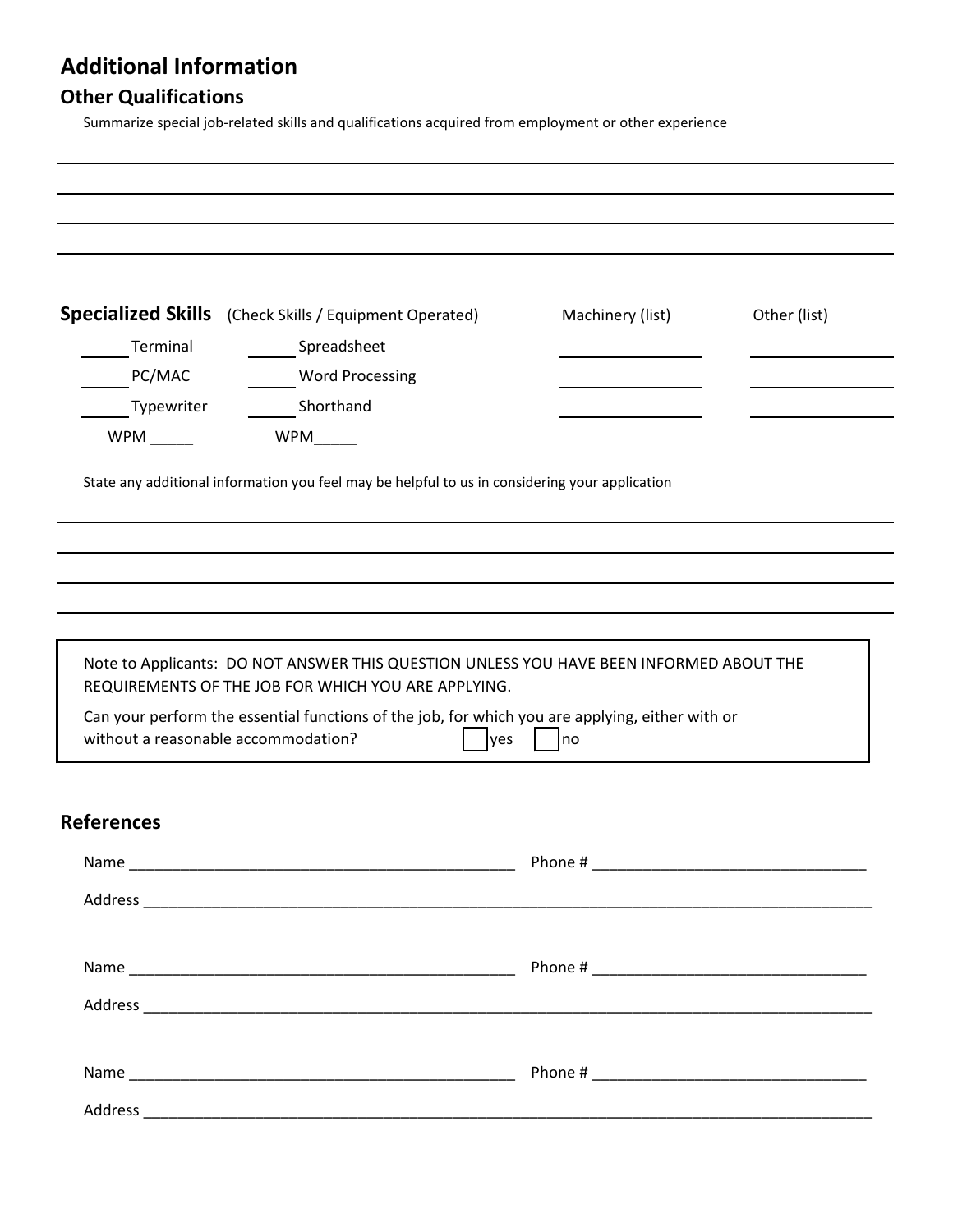# Additional Information

## Other Qualifications

Summarize special job-related skills and qualifications acquired from employment or other experience

______________________________________________________________________

______________________________________________________________________

______________________________________________________________________

______________________________________________________________________

**Specialized Skills** (Check Skills / Equipment Operated)

| | | Machinery (list) | Other (list) |
|---|---|---|---|
| _____ Terminal | _____ Spreadsheet | __________ | __________ |
| _____ PC/MAC | _____ Word Processing | __________ | __________ |
| _____ Typewriter | _____ Shorthand | __________ | __________ |
| WPM _____ | WPM_____ | | |

State any additional information you feel may be helpful to us in considering your application

______________________________________________________________________

______________________________________________________________________

______________________________________________________________________

______________________________________________________________________

Note to Applicants: DO NOT ANSWER THIS QUESTION UNLESS YOU HAVE BEEN INFORMED ABOUT THE REQUIREMENTS OF THE JOB FOR WHICH YOU ARE APPLYING.

Can your perform the essential functions of the job, for which you are applying, either with or without a reasonable accommodation? ☐ yes ☐ no

## References

Name _______________________________________________ Phone # ________________________________

Address ______________________________________________________________________________________

Name _______________________________________________ Phone # ________________________________

Address ______________________________________________________________________________________

Name _______________________________________________ Phone # ________________________________

Address ______________________________________________________________________________________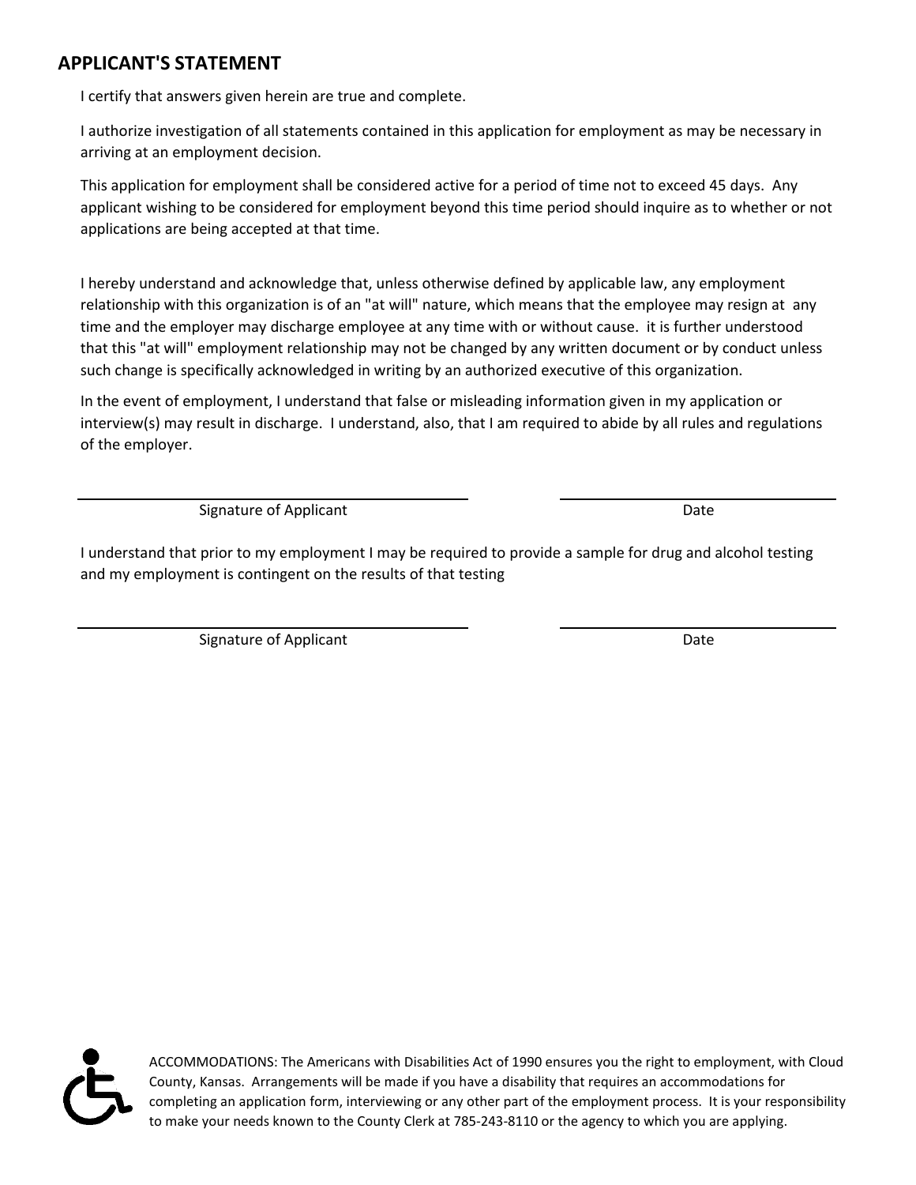## APPLICANT'S STATEMENT

I certify that answers given herein are true and complete.

I authorize investigation of all statements contained in this application for employment as may be necessary in arriving at an employment decision.

This application for employment shall be considered active for a period of time not to exceed 45 days. Any applicant wishing to be considered for employment beyond this time period should inquire as to whether or not applications are being accepted at that time.

I hereby understand and acknowledge that, unless otherwise defined by applicable law, any employment relationship with this organization is of an "at will" nature, which means that the employee may resign at any time and the employer may discharge employee at any time with or without cause. it is further understood that this "at will" employment relationship may not be changed by any written document or by conduct unless such change is specifically acknowledged in writing by an authorized executive of this organization.

In the event of employment, I understand that false or misleading information given in my application or interview(s) may result in discharge. I understand, also, that I am required to abide by all rules and regulations of the employer.

| Signature of Applicant | Date |
|---|---|
| | |

I understand that prior to my employment I may be required to provide a sample for drug and alcohol testing and my employment is contingent on the results of that testing

| Signature of Applicant | Date |
|---|---|
| | |

ACCOMMODATIONS: The Americans with Disabilities Act of 1990 ensures you the right to employment, with Cloud County, Kansas. Arrangements will be made if you have a disability that requires an accommodations for completing an application form, interviewing or any other part of the employment process. It is your responsibility to make your needs known to the County Clerk at 785-243-8110 or the agency to which you are applying.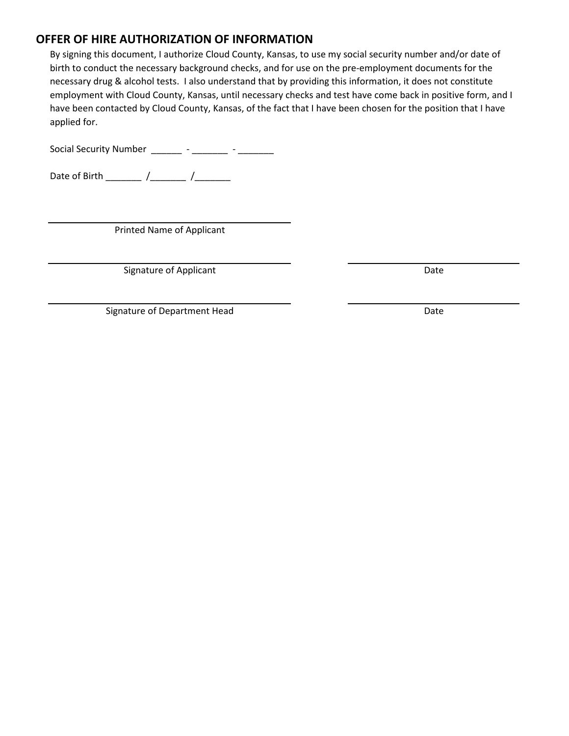## OFFER OF HIRE AUTHORIZATION OF INFORMATION

By signing this document, I authorize Cloud County, Kansas, to use my social security number and/or date of birth to conduct the necessary background checks, and for use on the pre-employment documents for the necessary drug & alcohol tests. I also understand that by providing this information, it does not constitute employment with Cloud County, Kansas, until necessary checks and test have come back in positive form, and I have been contacted by Cloud County, Kansas, of the fact that I have been chosen for the position that I have applied for.

Social Security Number ______ - _______ - _______

Date of Birth _______ /_______ /_______

\_\_\_\_\_\_\_\_\_\_\_\_\_\_\_\_\_\_\_\_\_\_\_\_\_\_\_\_\_\_\_\_\_\_\_\_\_\_\_\_

Printed Name of Applicant

\_\_\_\_\_\_\_\_\_\_\_\_\_\_\_\_\_\_\_\_\_\_\_\_\_\_\_\_\_\_\_\_\_\_\_\_\_\_\_\_ \_\_\_\_\_\_\_\_\_\_\_\_\_\_\_\_\_\_\_\_\_\_\_\_\_\_\_\_

Signature of Applicant Date

\_\_\_\_\_\_\_\_\_\_\_\_\_\_\_\_\_\_\_\_\_\_\_\_\_\_\_\_\_\_\_\_\_\_\_\_\_\_\_\_ \_\_\_\_\_\_\_\_\_\_\_\_\_\_\_\_\_\_\_\_\_\_\_\_\_\_\_\_

Signature of Department Head Date